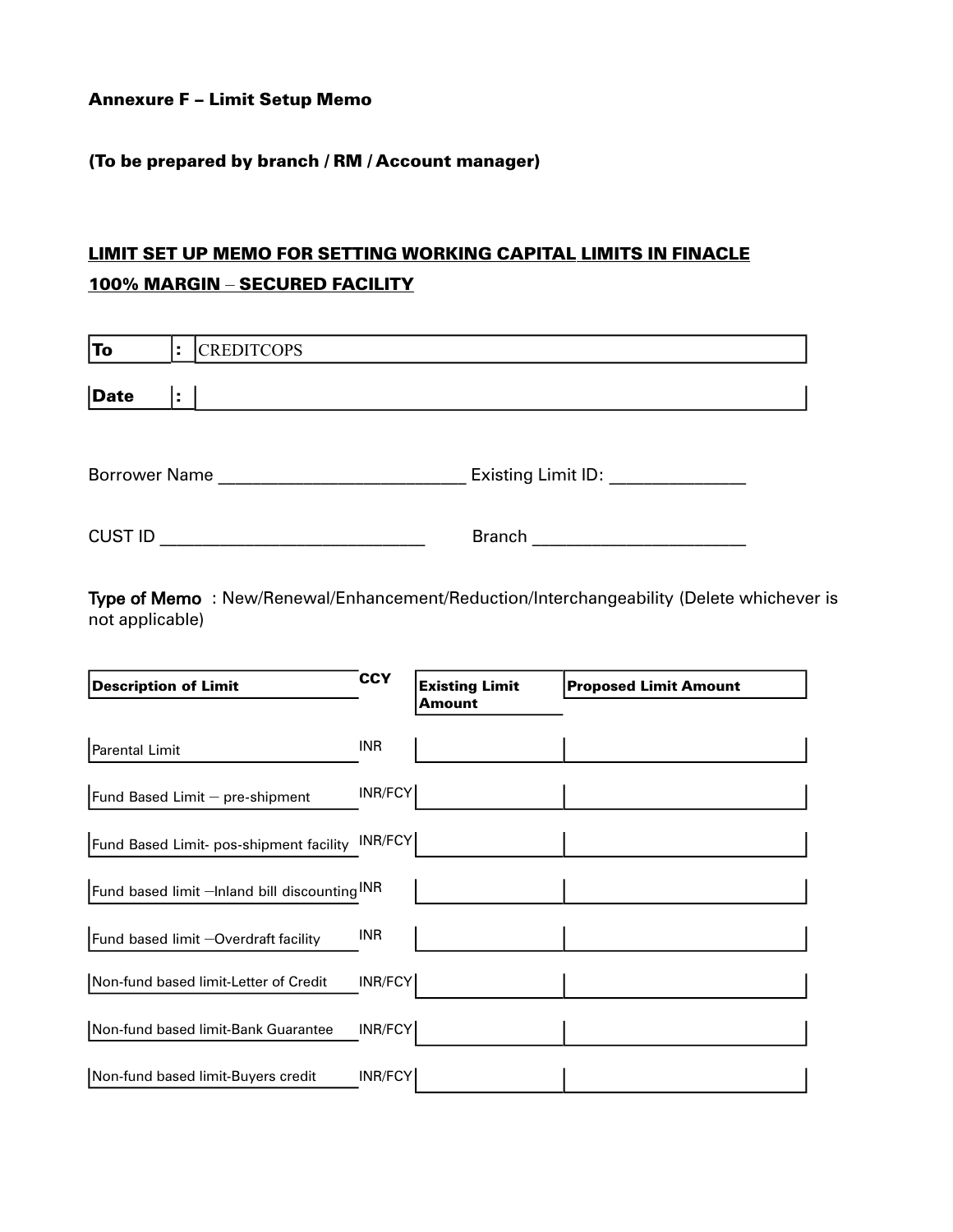**Annexure F – Limit Setup Memo**

**(To be prepared by branch / RM / Account manager)**

**LIMIT SET UP MEMO FOR SETTING WORKING CAPITAL LIMITS IN FINACLE**

**100% MARGIN – SECURED FACILITY**

| | | |
|---|---|---|
| **To** | **:** | CREDITCOPS |
| **Date** | **:** | |

Borrower Name ___________________________ Existing Limit ID: ______________

CUST ID _____________________________ Branch _______________________

**Type of Memo** : New/Renewal/Enhancement/Reduction/Interchangeability (Delete whichever is not applicable)

| Description of Limit | CCY | Existing Limit Amount | Proposed Limit Amount |
|---|---|---|---|
| Parental Limit | INR | | |
| Fund Based Limit – pre-shipment | INR/FCY | | |
| Fund Based Limit- pos-shipment facility | INR/FCY | | |
| Fund based limit –Inland bill discounting | INR | | |
| Fund based limit –Overdraft facility | INR | | |
| Non-fund based limit-Letter of Credit | INR/FCY | | |
| Non-fund based limit-Bank Guarantee | INR/FCY | | |
| Non-fund based limit-Buyers credit | INR/FCY | | |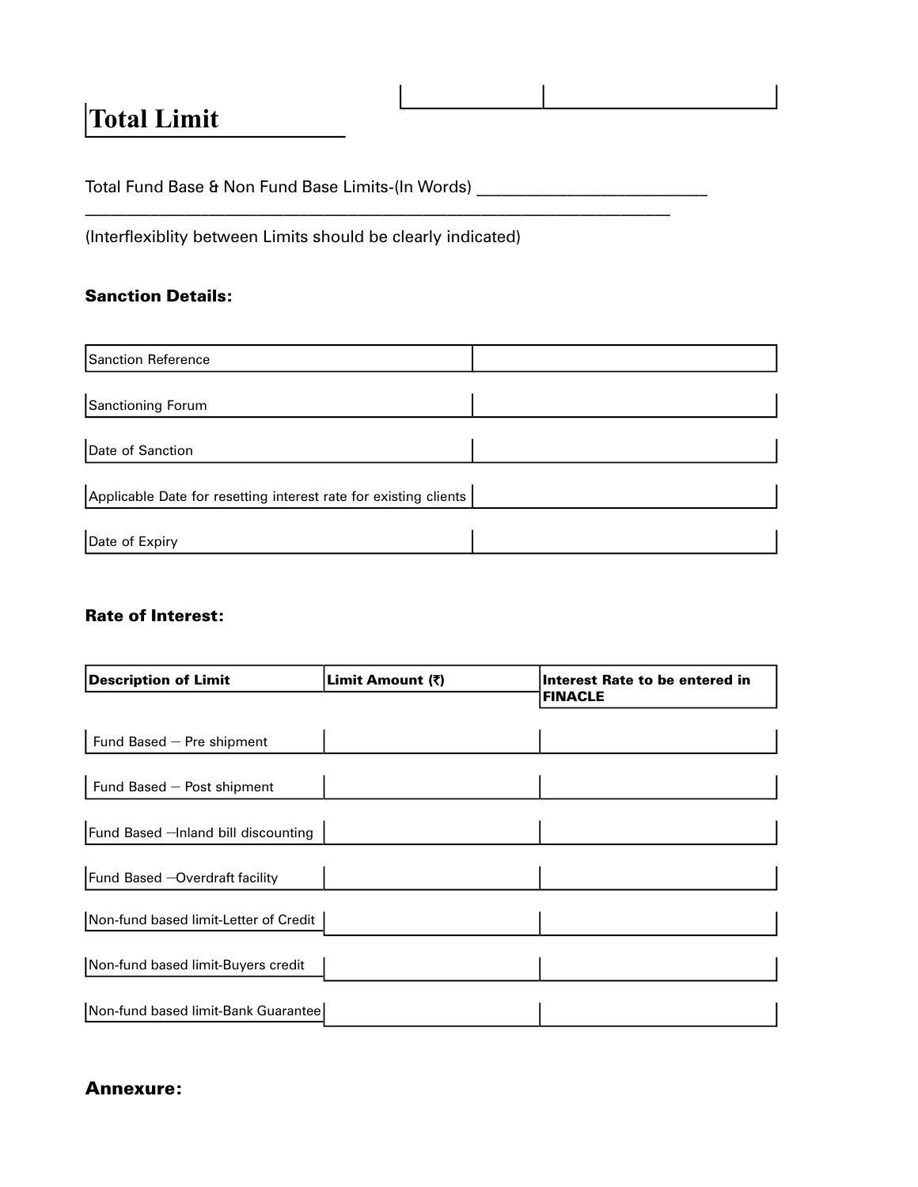## Total Limit

| | |
|---|---|
| | |

Total Fund Base & Non Fund Base Limits-(In Words) ___________________________
____________________________________________________________________________

(Interflexiblity between Limits should be clearly indicated)

### Sanction Details:

| | |
|---|---|
| Sanction Reference | |
| Sanctioning Forum | |
| Date of Sanction | |
| Applicable Date for resetting interest rate for existing clients | |
| Date of Expiry | |

### Rate of Interest:

| **Description of Limit** | **Limit Amount (₹)** | **Interest Rate to be entered in FINACLE** |
|---|---|---|
| Fund Based – Pre shipment | | |
| Fund Based – Post shipment | | |
| Fund Based –Inland bill discounting | | |
| Fund Based –Overdraft facility | | |
| Non-fund based limit-Letter of Credit | | |
| Non-fund based limit-Buyers credit | | |
| Non-fund based limit-Bank Guarantee | | |

## Annexure: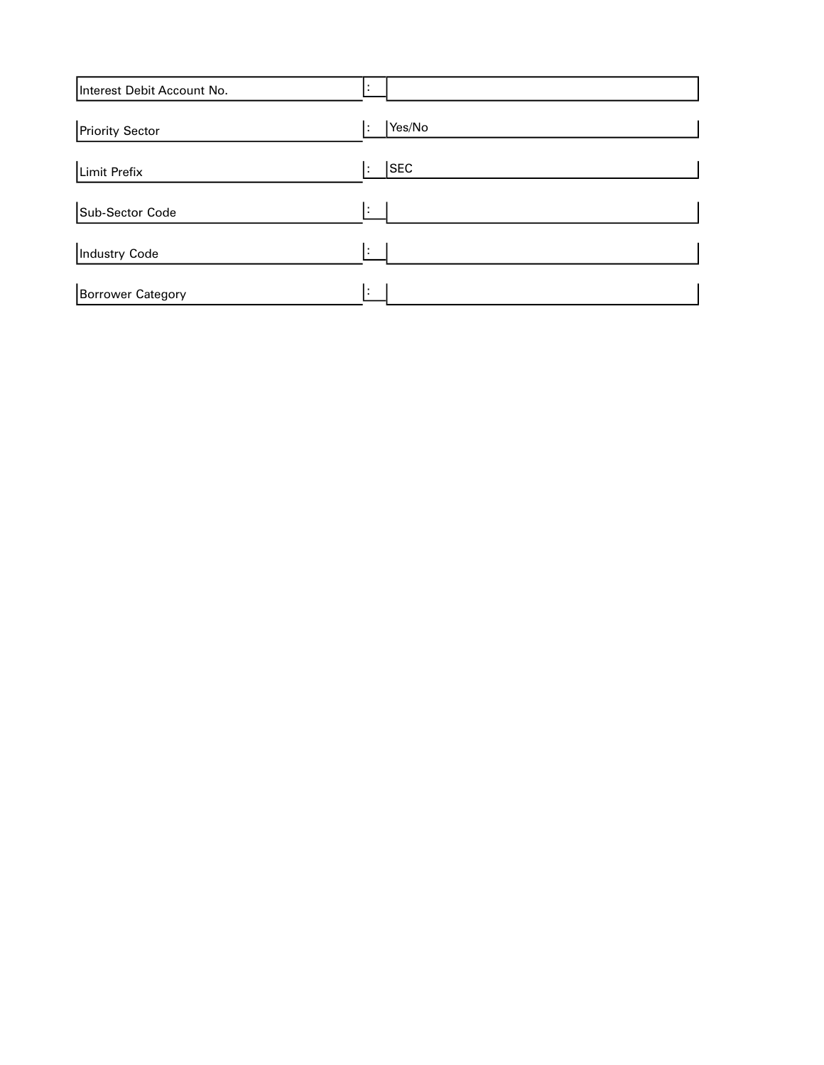| | | |
|---|---|---|
| Interest Debit Account No. | : | |
| Priority Sector | : | Yes/No |
| Limit Prefix | : | SEC |
| Sub-Sector Code | : | |
| Industry Code | : | |
| Borrower Category | : | |